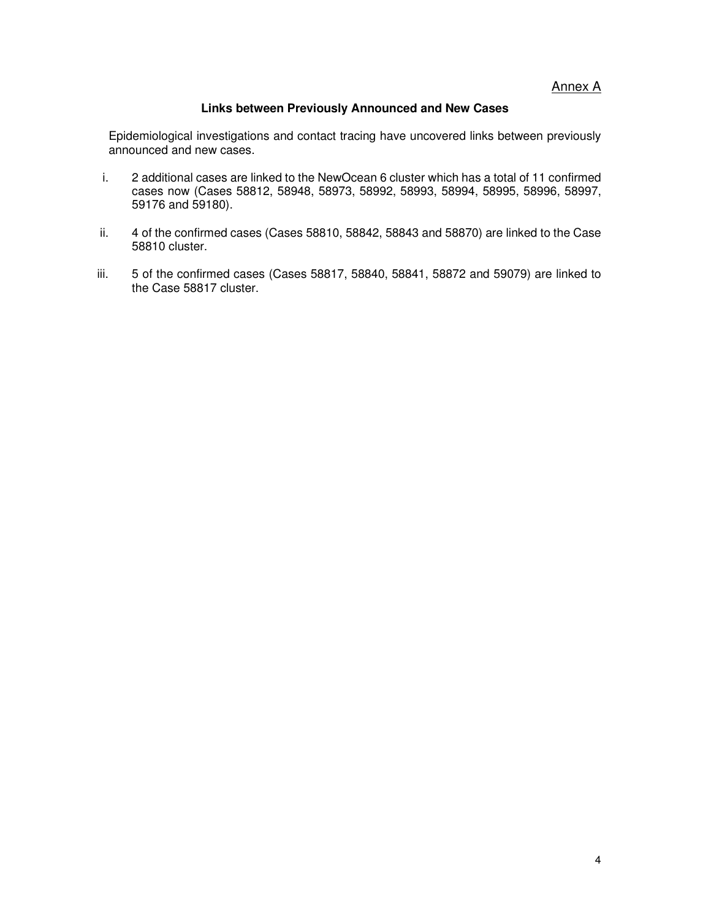Annex A

## Links between Previously Announced and New Cases

Epidemiological investigations and contact tracing have uncovered links between previously announced and new cases.

i. 2 additional cases are linked to the NewOcean 6 cluster which has a total of 11 confirmed cases now (Cases 58812, 58948, 58973, 58992, 58993, 58994, 58995, 58996, 58997, 59176 and 59180).

ii. 4 of the confirmed cases (Cases 58810, 58842, 58843 and 58870) are linked to the Case 58810 cluster.

iii. 5 of the confirmed cases (Cases 58817, 58840, 58841, 58872 and 59079) are linked to the Case 58817 cluster.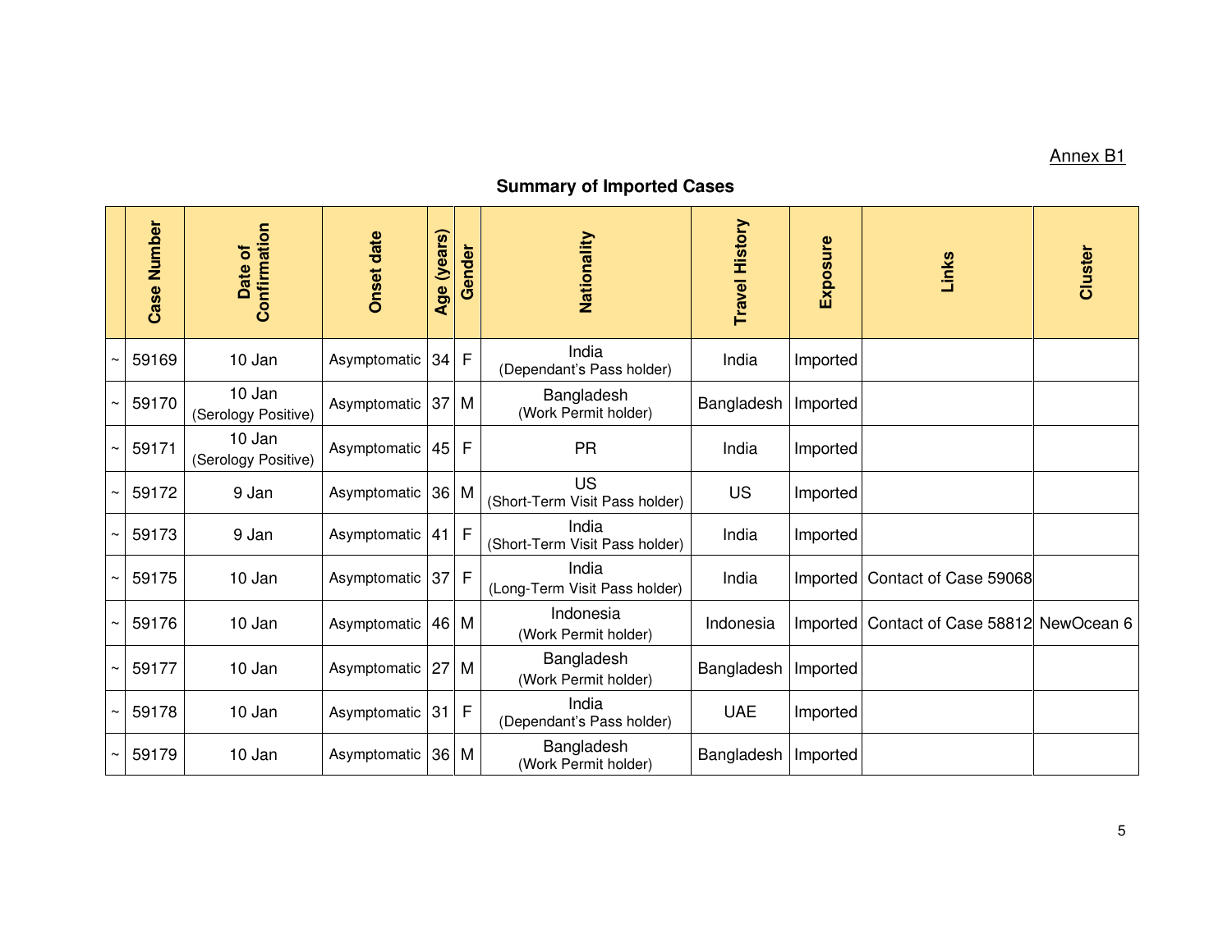Annex B1

## Summary of Imported Cases

| | Case Number | Date of Confirmation | Onset date | Age (years) | Gender | Nationality | Travel History | Exposure | Links | Cluster |
|---|---|---|---|---|---|---|---|---|---|---|
| ~ | 59169 | 10 Jan | Asymptomatic | 34 | F | India (Dependant's Pass holder) | India | Imported | | |
| ~ | 59170 | 10 Jan (Serology Positive) | Asymptomatic | 37 | M | Bangladesh (Work Permit holder) | Bangladesh | Imported | | |
| ~ | 59171 | 10 Jan (Serology Positive) | Asymptomatic | 45 | F | PR | India | Imported | | |
| ~ | 59172 | 9 Jan | Asymptomatic | 36 | M | US (Short-Term Visit Pass holder) | US | Imported | | |
| ~ | 59173 | 9 Jan | Asymptomatic | 41 | F | India (Short-Term Visit Pass holder) | India | Imported | | |
| ~ | 59175 | 10 Jan | Asymptomatic | 37 | F | India (Long-Term Visit Pass holder) | India | Imported | Contact of Case 59068 | |
| ~ | 59176 | 10 Jan | Asymptomatic | 46 | M | Indonesia (Work Permit holder) | Indonesia | Imported | Contact of Case 58812 | NewOcean 6 |
| ~ | 59177 | 10 Jan | Asymptomatic | 27 | M | Bangladesh (Work Permit holder) | Bangladesh | Imported | | |
| ~ | 59178 | 10 Jan | Asymptomatic | 31 | F | India (Dependant's Pass holder) | UAE | Imported | | |
| ~ | 59179 | 10 Jan | Asymptomatic | 36 | M | Bangladesh (Work Permit holder) | Bangladesh | Imported | | |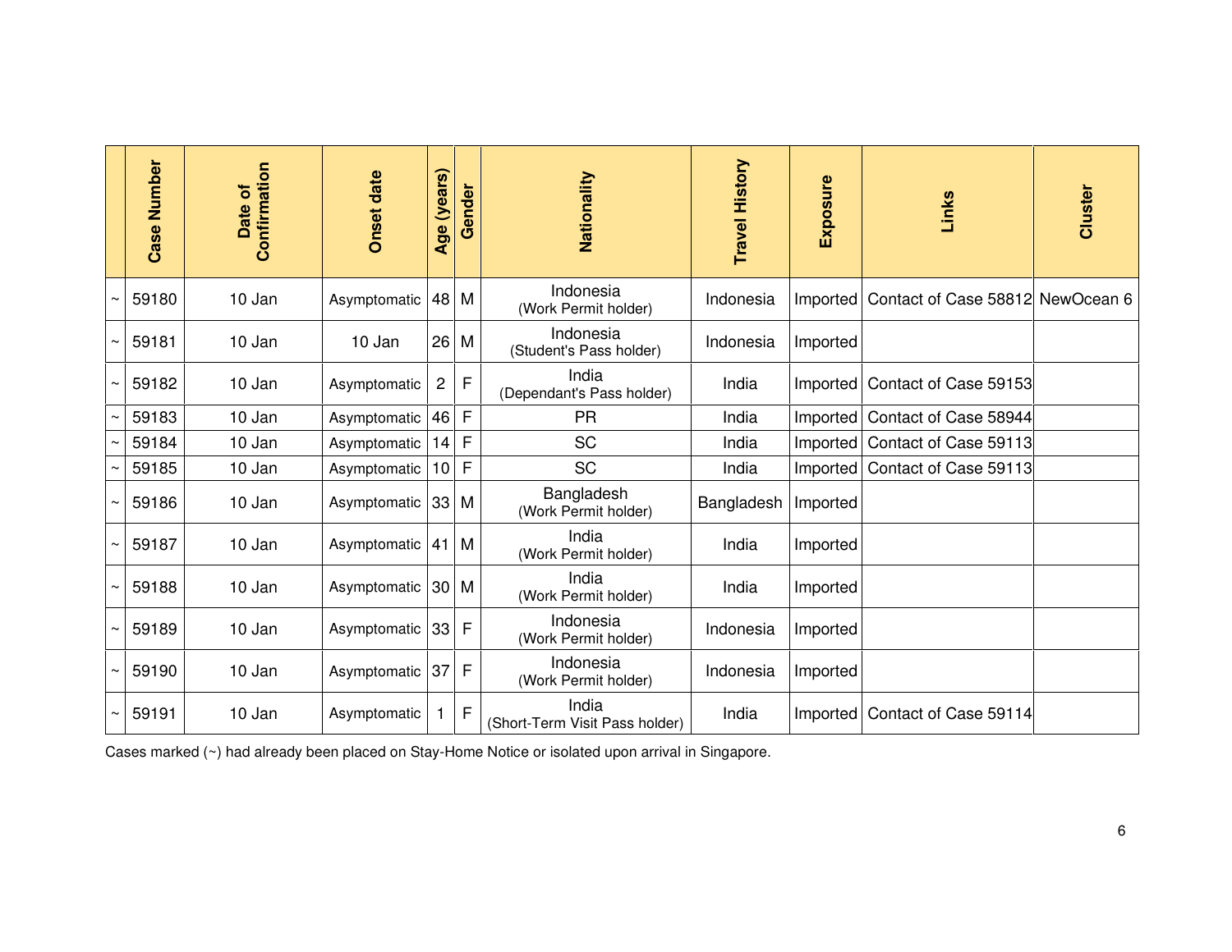| | Case Number | Date of Confirmation | Onset date | Age (years) | Gender | Nationality | Travel History | Exposure | Links | Cluster |
|---|---|---|---|---|---|---|---|---|---|---|
| ~ | 59180 | 10 Jan | Asymptomatic | 48 | M | Indonesia (Work Permit holder) | Indonesia | Imported | Contact of Case 58812 | NewOcean 6 |
| ~ | 59181 | 10 Jan | 10 Jan | 26 | M | Indonesia (Student's Pass holder) | Indonesia | Imported | | |
| ~ | 59182 | 10 Jan | Asymptomatic | 2 | F | India (Dependant's Pass holder) | India | Imported | Contact of Case 59153 | |
| ~ | 59183 | 10 Jan | Asymptomatic | 46 | F | PR | India | Imported | Contact of Case 58944 | |
| ~ | 59184 | 10 Jan | Asymptomatic | 14 | F | SC | India | Imported | Contact of Case 59113 | |
| ~ | 59185 | 10 Jan | Asymptomatic | 10 | F | SC | India | Imported | Contact of Case 59113 | |
| ~ | 59186 | 10 Jan | Asymptomatic | 33 | M | Bangladesh (Work Permit holder) | Bangladesh | Imported | | |
| ~ | 59187 | 10 Jan | Asymptomatic | 41 | M | India (Work Permit holder) | India | Imported | | |
| ~ | 59188 | 10 Jan | Asymptomatic | 30 | M | India (Work Permit holder) | India | Imported | | |
| ~ | 59189 | 10 Jan | Asymptomatic | 33 | F | Indonesia (Work Permit holder) | Indonesia | Imported | | |
| ~ | 59190 | 10 Jan | Asymptomatic | 37 | F | Indonesia (Work Permit holder) | Indonesia | Imported | | |
| ~ | 59191 | 10 Jan | Asymptomatic | 1 | F | India (Short-Term Visit Pass holder) | India | Imported | Contact of Case 59114 | |

Cases marked (~) had already been placed on Stay-Home Notice or isolated upon arrival in Singapore.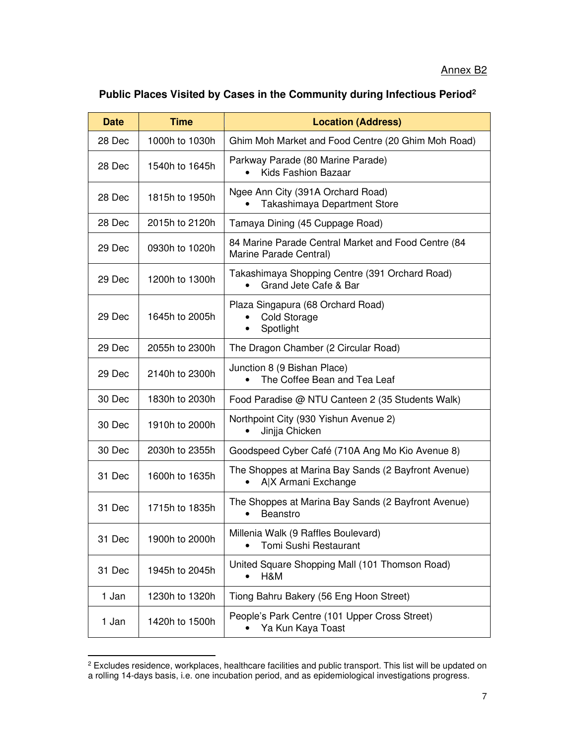Annex B2

**Public Places Visited by Cases in the Community during Infectious Period[2]**

| Date | Time | Location (Address) |
|---|---|---|
| 28 Dec | 1000h to 1030h | Ghim Moh Market and Food Centre (20 Ghim Moh Road) |
| 28 Dec | 1540h to 1645h | Parkway Parade (80 Marine Parade)<br>• Kids Fashion Bazaar |
| 28 Dec | 1815h to 1950h | Ngee Ann City (391A Orchard Road)<br>• Takashimaya Department Store |
| 28 Dec | 2015h to 2120h | Tamaya Dining (45 Cuppage Road) |
| 29 Dec | 0930h to 1020h | 84 Marine Parade Central Market and Food Centre (84 Marine Parade Central) |
| 29 Dec | 1200h to 1300h | Takashimaya Shopping Centre (391 Orchard Road)<br>• Grand Jete Cafe & Bar |
| 29 Dec | 1645h to 2005h | Plaza Singapura (68 Orchard Road)<br>• Cold Storage<br>• Spotlight |
| 29 Dec | 2055h to 2300h | The Dragon Chamber (2 Circular Road) |
| 29 Dec | 2140h to 2300h | Junction 8 (9 Bishan Place)<br>• The Coffee Bean and Tea Leaf |
| 30 Dec | 1830h to 2030h | Food Paradise @ NTU Canteen 2 (35 Students Walk) |
| 30 Dec | 1910h to 2000h | Northpoint City (930 Yishun Avenue 2)<br>• Jinjja Chicken |
| 30 Dec | 2030h to 2355h | Goodspeed Cyber Café (710A Ang Mo Kio Avenue 8) |
| 31 Dec | 1600h to 1635h | The Shoppes at Marina Bay Sands (2 Bayfront Avenue)<br>• A\|X Armani Exchange |
| 31 Dec | 1715h to 1835h | The Shoppes at Marina Bay Sands (2 Bayfront Avenue)<br>• Beanstro |
| 31 Dec | 1900h to 2000h | Millenia Walk (9 Raffles Boulevard)<br>• Tomi Sushi Restaurant |
| 31 Dec | 1945h to 2045h | United Square Shopping Mall (101 Thomson Road)<br>• H&M |
| 1 Jan | 1230h to 1320h | Tiong Bahru Bakery (56 Eng Hoon Street) |
| 1 Jan | 1420h to 1500h | People's Park Centre (101 Upper Cross Street)<br>• Ya Kun Kaya Toast |

[2] Excludes residence, workplaces, healthcare facilities and public transport. This list will be updated on a rolling 14-days basis, i.e. one incubation period, and as epidemiological investigations progress.